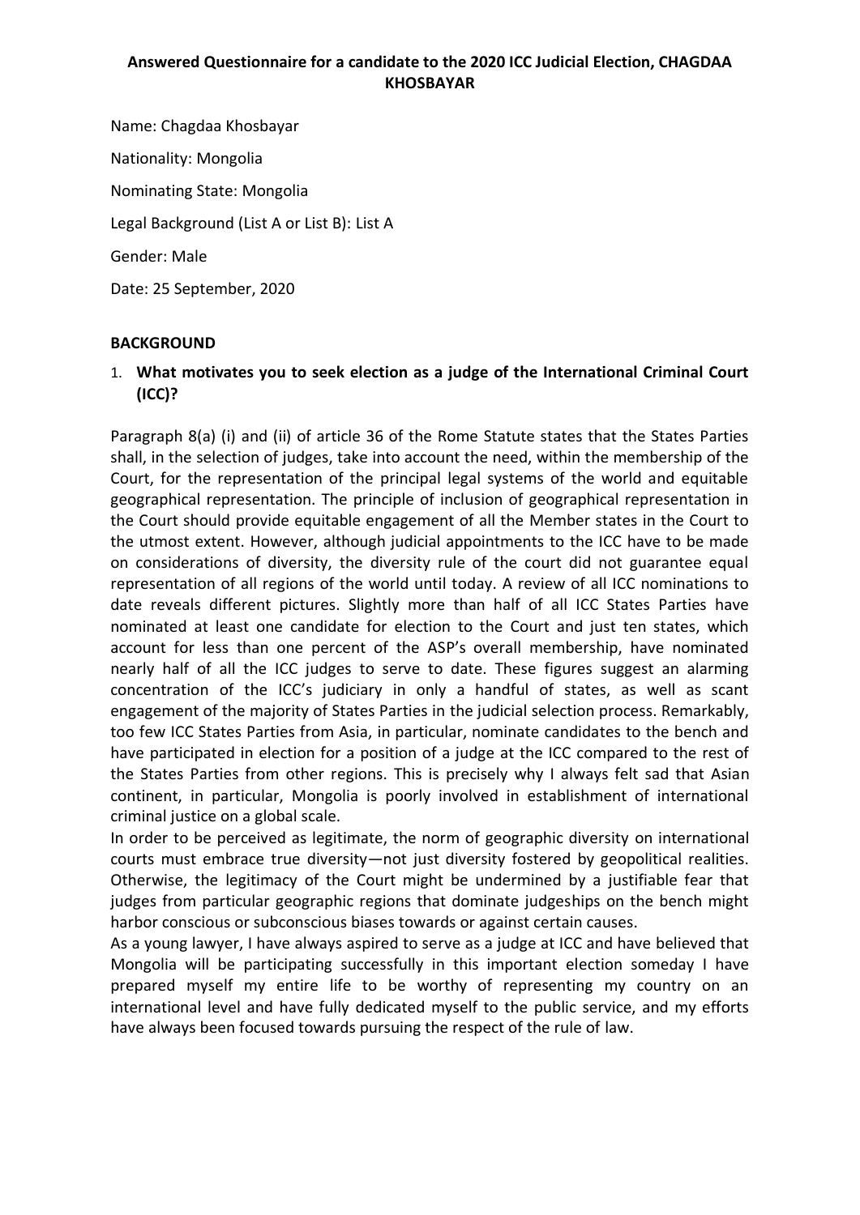# Answered Questionnaire for a candidate to the 2020 ICC Judicial Election, CHAGDAA KHOSBAYAR

Name: Chagdaa Khosbayar

Nationality: Mongolia

Nominating State: Mongolia

Legal Background (List A or List B): List A

Gender: Male

Date: 25 September, 2020

## BACKGROUND

1. **What motivates you to seek election as a judge of the International Criminal Court (ICC)?**

Paragraph 8(a) (i) and (ii) of article 36 of the Rome Statute states that the States Parties shall, in the selection of judges, take into account the need, within the membership of the Court, for the representation of the principal legal systems of the world and equitable geographical representation. The principle of inclusion of geographical representation in the Court should provide equitable engagement of all the Member states in the Court to the utmost extent. However, although judicial appointments to the ICC have to be made on considerations of diversity, the diversity rule of the court did not guarantee equal representation of all regions of the world until today. A review of all ICC nominations to date reveals different pictures. Slightly more than half of all ICC States Parties have nominated at least one candidate for election to the Court and just ten states, which account for less than one percent of the ASP's overall membership, have nominated nearly half of all the ICC judges to serve to date. These figures suggest an alarming concentration of the ICC's judiciary in only a handful of states, as well as scant engagement of the majority of States Parties in the judicial selection process. Remarkably, too few ICC States Parties from Asia, in particular, nominate candidates to the bench and have participated in election for a position of a judge at the ICC compared to the rest of the States Parties from other regions. This is precisely why I always felt sad that Asian continent, in particular, Mongolia is poorly involved in establishment of international criminal justice on a global scale.

In order to be perceived as legitimate, the norm of geographic diversity on international courts must embrace true diversity—not just diversity fostered by geopolitical realities. Otherwise, the legitimacy of the Court might be undermined by a justifiable fear that judges from particular geographic regions that dominate judgeships on the bench might harbor conscious or subconscious biases towards or against certain causes.

As a young lawyer, I have always aspired to serve as a judge at ICC and have believed that Mongolia will be participating successfully in this important election someday I have prepared myself my entire life to be worthy of representing my country on an international level and have fully dedicated myself to the public service, and my efforts have always been focused towards pursuing the respect of the rule of law.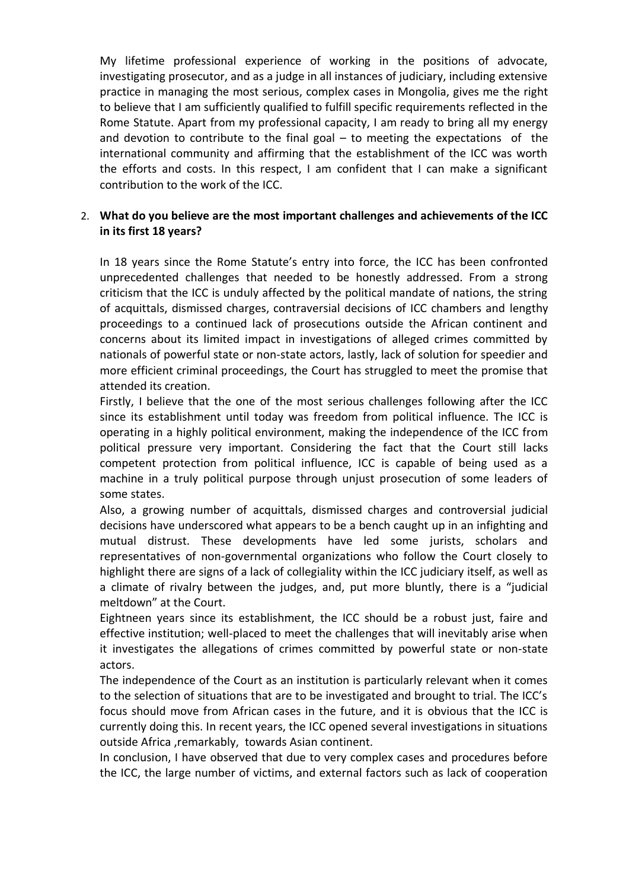My lifetime professional experience of working in the positions of advocate, investigating prosecutor, and as a judge in all instances of judiciary, including extensive practice in managing the most serious, complex cases in Mongolia, gives me the right to believe that I am sufficiently qualified to fulfill specific requirements reflected in the Rome Statute. Apart from my professional capacity, I am ready to bring all my energy and devotion to contribute to the final goal – to meeting the expectations of the international community and affirming that the establishment of the ICC was worth the efforts and costs. In this respect, I am confident that I can make a significant contribution to the work of the ICC.

2. **What do you believe are the most important challenges and achievements of the ICC in its first 18 years?**

   In 18 years since the Rome Statute's entry into force, the ICC has been confronted unprecedented challenges that needed to be honestly addressed. From a strong criticism that the ICC is unduly affected by the political mandate of nations, the string of acquittals, dismissed charges, contraversial decisions of ICC chambers and lengthy proceedings to a continued lack of prosecutions outside the African continent and concerns about its limited impact in investigations of alleged crimes committed by nationals of powerful state or non-state actors, lastly, lack of solution for speedier and more efficient criminal proceedings, the Court has struggled to meet the promise that attended its creation.

   Firstly, I believe that the one of the most serious challenges following after the ICC since its establishment until today was freedom from political influence. The ICC is operating in a highly political environment, making the independence of the ICC from political pressure very important. Considering the fact that the Court still lacks competent protection from political influence, ICC is capable of being used as a machine in a truly political purpose through unjust prosecution of some leaders of some states.

   Also, a growing number of acquittals, dismissed charges and controversial judicial decisions have underscored what appears to be a bench caught up in an infighting and mutual distrust. These developments have led some jurists, scholars and representatives of non-governmental organizations who follow the Court closely to highlight there are signs of a lack of collegiality within the ICC judiciary itself, as well as a climate of rivalry between the judges, and, put more bluntly, there is a "judicial meltdown" at the Court.

   Eightneen years since its establishment, the ICC should be a robust just, faire and effective institution; well-placed to meet the challenges that will inevitably arise when it investigates the allegations of crimes committed by powerful state or non-state actors.

   The independence of the Court as an institution is particularly relevant when it comes to the selection of situations that are to be investigated and brought to trial. The ICC's focus should move from African cases in the future, and it is obvious that the ICC is currently doing this. In recent years, the ICC opened several investigations in situations outside Africa ,remarkably, towards Asian continent.

   In conclusion, I have observed that due to very complex cases and procedures before the ICC, the large number of victims, and external factors such as lack of cooperation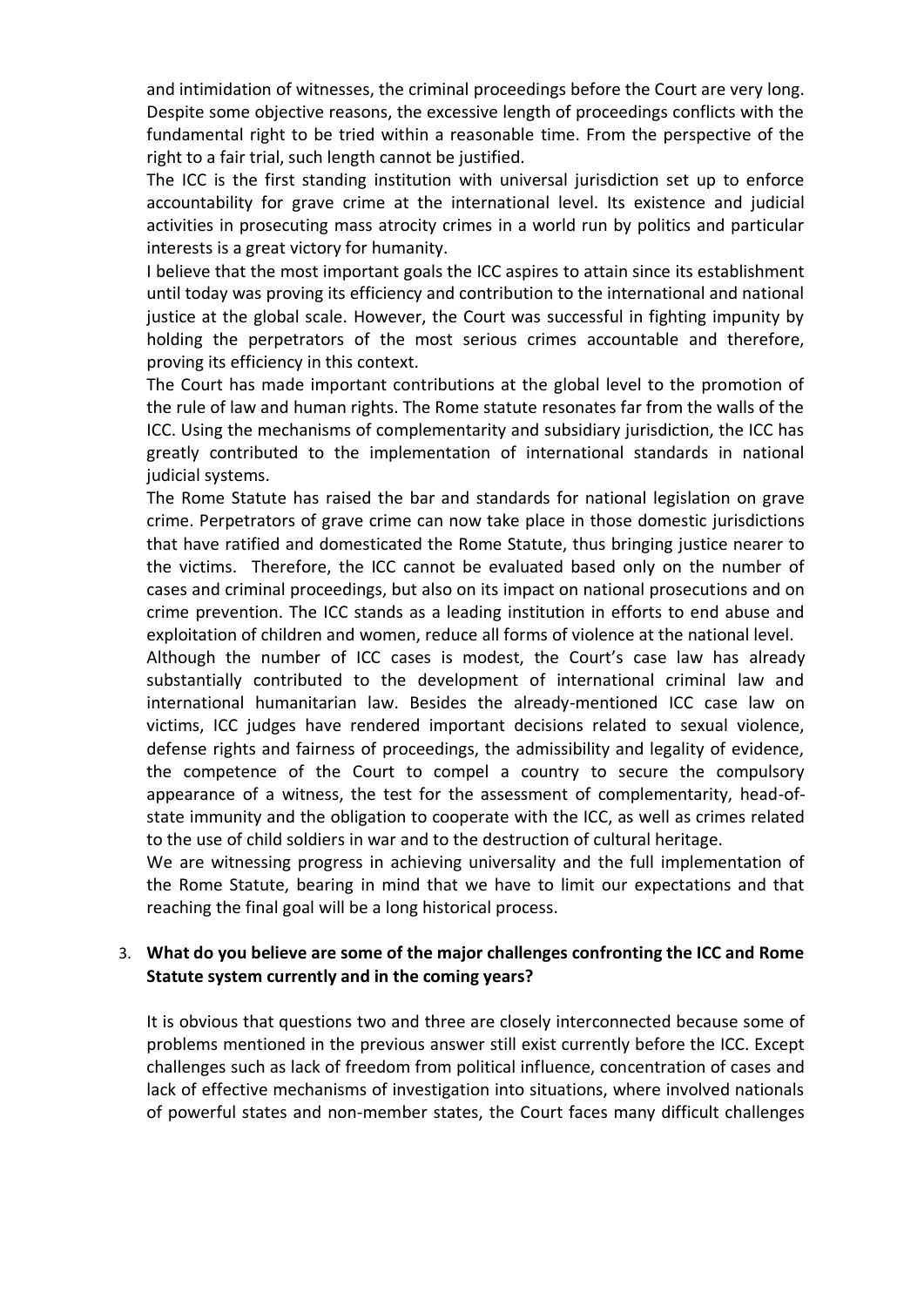and intimidation of witnesses, the criminal proceedings before the Court are very long. Despite some objective reasons, the excessive length of proceedings conflicts with the fundamental right to be tried within a reasonable time. From the perspective of the right to a fair trial, such length cannot be justified.

The ICC is the first standing institution with universal jurisdiction set up to enforce accountability for grave crime at the international level. Its existence and judicial activities in prosecuting mass atrocity crimes in a world run by politics and particular interests is a great victory for humanity.

I believe that the most important goals the ICC aspires to attain since its establishment until today was proving its efficiency and contribution to the international and national justice at the global scale. However, the Court was successful in fighting impunity by holding the perpetrators of the most serious crimes accountable and therefore, proving its efficiency in this context.

The Court has made important contributions at the global level to the promotion of the rule of law and human rights. The Rome statute resonates far from the walls of the ICC. Using the mechanisms of complementarity and subsidiary jurisdiction, the ICC has greatly contributed to the implementation of international standards in national judicial systems.

The Rome Statute has raised the bar and standards for national legislation on grave crime. Perpetrators of grave crime can now take place in those domestic jurisdictions that have ratified and domesticated the Rome Statute, thus bringing justice nearer to the victims. Therefore, the ICC cannot be evaluated based only on the number of cases and criminal proceedings, but also on its impact on national prosecutions and on crime prevention. The ICC stands as a leading institution in efforts to end abuse and exploitation of children and women, reduce all forms of violence at the national level.

Although the number of ICC cases is modest, the Court's case law has already substantially contributed to the development of international criminal law and international humanitarian law. Besides the already-mentioned ICC case law on victims, ICC judges have rendered important decisions related to sexual violence, defense rights and fairness of proceedings, the admissibility and legality of evidence, the competence of the Court to compel a country to secure the compulsory appearance of a witness, the test for the assessment of complementarity, head-of-state immunity and the obligation to cooperate with the ICC, as well as crimes related to the use of child soldiers in war and to the destruction of cultural heritage.

We are witnessing progress in achieving universality and the full implementation of the Rome Statute, bearing in mind that we have to limit our expectations and that reaching the final goal will be a long historical process.

3. **What do you believe are some of the major challenges confronting the ICC and Rome Statute system currently and in the coming years?**

   It is obvious that questions two and three are closely interconnected because some of problems mentioned in the previous answer still exist currently before the ICC. Except challenges such as lack of freedom from political influence, concentration of cases and lack of effective mechanisms of investigation into situations, where involved nationals of powerful states and non-member states, the Court faces many difficult challenges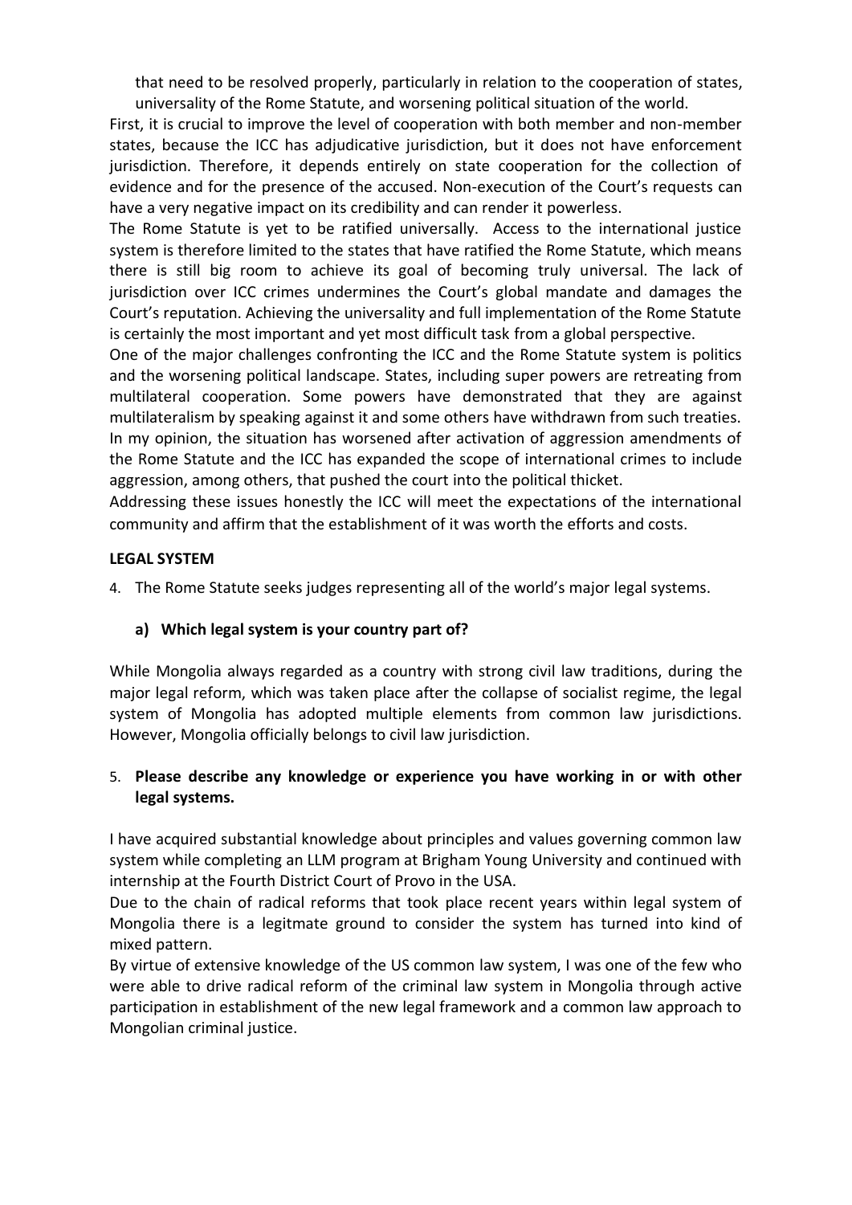that need to be resolved properly, particularly in relation to the cooperation of states, universality of the Rome Statute, and worsening political situation of the world.

First, it is crucial to improve the level of cooperation with both member and non-member states, because the ICC has adjudicative jurisdiction, but it does not have enforcement jurisdiction. Therefore, it depends entirely on state cooperation for the collection of evidence and for the presence of the accused. Non-execution of the Court's requests can have a very negative impact on its credibility and can render it powerless.

The Rome Statute is yet to be ratified universally. Access to the international justice system is therefore limited to the states that have ratified the Rome Statute, which means there is still big room to achieve its goal of becoming truly universal. The lack of jurisdiction over ICC crimes undermines the Court's global mandate and damages the Court's reputation. Achieving the universality and full implementation of the Rome Statute is certainly the most important and yet most difficult task from a global perspective.

One of the major challenges confronting the ICC and the Rome Statute system is politics and the worsening political landscape. States, including super powers are retreating from multilateral cooperation. Some powers have demonstrated that they are against multilateralism by speaking against it and some others have withdrawn from such treaties. In my opinion, the situation has worsened after activation of aggression amendments of the Rome Statute and the ICC has expanded the scope of international crimes to include aggression, among others, that pushed the court into the political thicket.

Addressing these issues honestly the ICC will meet the expectations of the international community and affirm that the establishment of it was worth the efforts and costs.

**LEGAL SYSTEM**

4. The Rome Statute seeks judges representing all of the world's major legal systems.

   **a) Which legal system is your country part of?**

While Mongolia always regarded as a country with strong civil law traditions, during the major legal reform, which was taken place after the collapse of socialist regime, the legal system of Mongolia has adopted multiple elements from common law jurisdictions. However, Mongolia officially belongs to civil law jurisdiction.

5. **Please describe any knowledge or experience you have working in or with other legal systems.**

I have acquired substantial knowledge about principles and values governing common law system while completing an LLM program at Brigham Young University and continued with internship at the Fourth District Court of Provo in the USA.

Due to the chain of radical reforms that took place recent years within legal system of Mongolia there is a legitmate ground to consider the system has turned into kind of mixed pattern.

By virtue of extensive knowledge of the US common law system, I was one of the few who were able to drive radical reform of the criminal law system in Mongolia through active participation in establishment of the new legal framework and a common law approach to Mongolian criminal justice.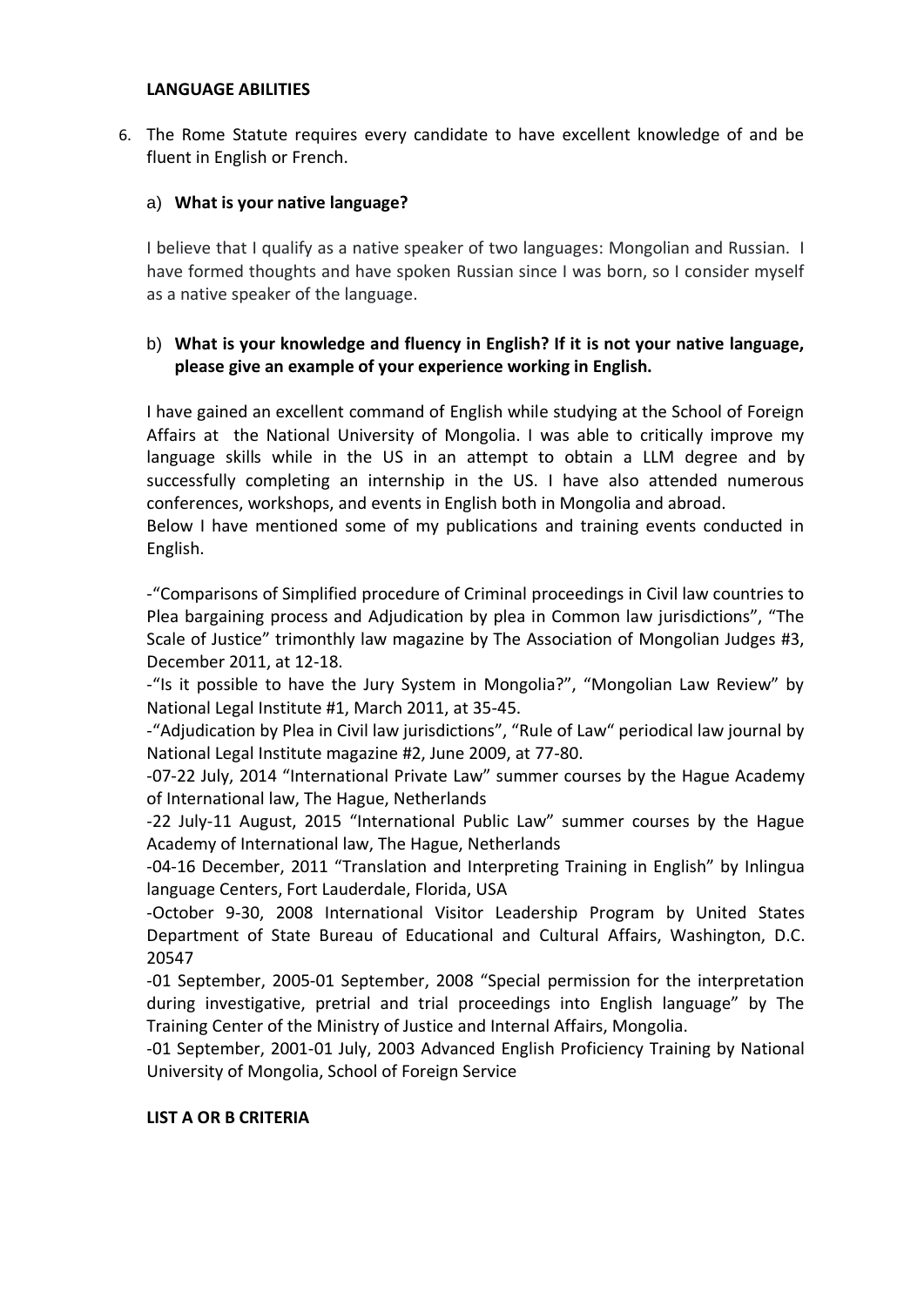**LANGUAGE ABILITIES**

6. The Rome Statute requires every candidate to have excellent knowledge of and be fluent in English or French.

   a) **What is your native language?**

   I believe that I qualify as a native speaker of two languages: Mongolian and Russian. I have formed thoughts and have spoken Russian since I was born, so I consider myself as a native speaker of the language.

   b) **What is your knowledge and fluency in English? If it is not your native language, please give an example of your experience working in English.**

   I have gained an excellent command of English while studying at the School of Foreign Affairs at the National University of Mongolia. I was able to critically improve my language skills while in the US in an attempt to obtain a LLM degree and by successfully completing an internship in the US. I have also attended numerous conferences, workshops, and events in English both in Mongolia and abroad.

   Below I have mentioned some of my publications and training events conducted in English.

   -"Comparisons of Simplified procedure of Criminal proceedings in Civil law countries to Plea bargaining process and Adjudication by plea in Common law jurisdictions", "The Scale of Justice" trimonthly law magazine by The Association of Mongolian Judges #3, December 2011, at 12-18.

   -"Is it possible to have the Jury System in Mongolia?", "Mongolian Law Review" by National Legal Institute #1, March 2011, at 35-45.

   -"Adjudication by Plea in Civil law jurisdictions", "Rule of Law" periodical law journal by National Legal Institute magazine #2, June 2009, at 77-80.

   -07-22 July, 2014 "International Private Law" summer courses by the Hague Academy of International law, The Hague, Netherlands

   -22 July-11 August, 2015 "International Public Law" summer courses by the Hague Academy of International law, The Hague, Netherlands

   -04-16 December, 2011 "Translation and Interpreting Training in English" by Inlingua language Centers, Fort Lauderdale, Florida, USA

   -October 9-30, 2008 International Visitor Leadership Program by United States Department of State Bureau of Educational and Cultural Affairs, Washington, D.C. 20547

   -01 September, 2005-01 September, 2008 "Special permission for the interpretation during investigative, pretrial and trial proceedings into English language" by The Training Center of the Ministry of Justice and Internal Affairs, Mongolia.

   -01 September, 2001-01 July, 2003 Advanced English Proficiency Training by National University of Mongolia, School of Foreign Service

**LIST A OR B CRITERIA**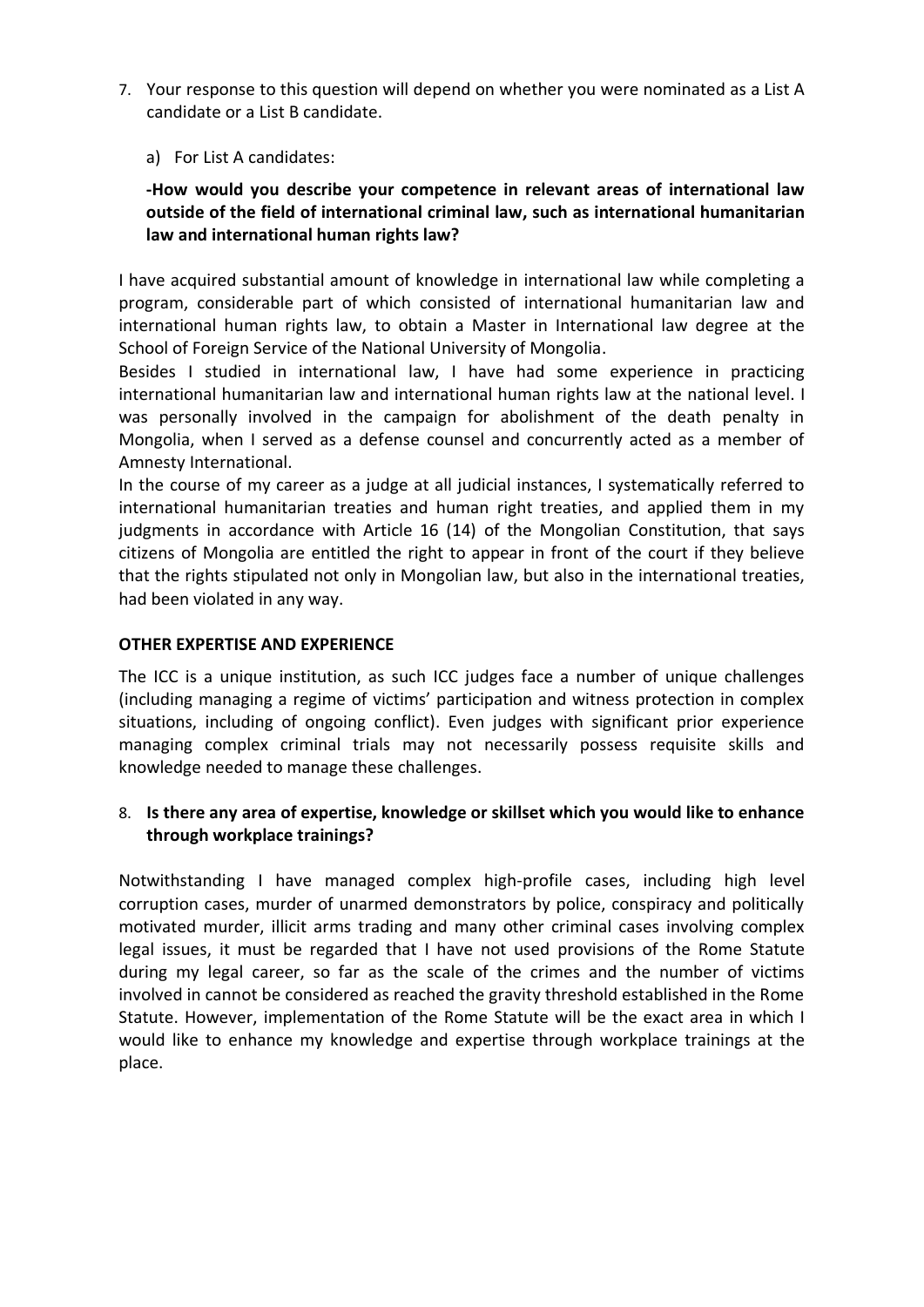7. Your response to this question will depend on whether you were nominated as a List A candidate or a List B candidate.

   a) For List A candidates:

   **-How would you describe your competence in relevant areas of international law outside of the field of international criminal law, such as international humanitarian law and international human rights law?**

I have acquired substantial amount of knowledge in international law while completing a program, considerable part of which consisted of international humanitarian law and international human rights law, to obtain a Master in International law degree at the School of Foreign Service of the National University of Mongolia.

Besides I studied in international law, I have had some experience in practicing international humanitarian law and international human rights law at the national level. I was personally involved in the campaign for abolishment of the death penalty in Mongolia, when I served as a defense counsel and concurrently acted as a member of Amnesty International.

In the course of my career as a judge at all judicial instances, I systematically referred to international humanitarian treaties and human right treaties, and applied them in my judgments in accordance with Article 16 (14) of the Mongolian Constitution, that says citizens of Mongolia are entitled the right to appear in front of the court if they believe that the rights stipulated not only in Mongolian law, but also in the international treaties, had been violated in any way.

## OTHER EXPERTISE AND EXPERIENCE

The ICC is a unique institution, as such ICC judges face a number of unique challenges (including managing a regime of victims' participation and witness protection in complex situations, including of ongoing conflict). Even judges with significant prior experience managing complex criminal trials may not necessarily possess requisite skills and knowledge needed to manage these challenges.

8. **Is there any area of expertise, knowledge or skillset which you would like to enhance through workplace trainings?**

Notwithstanding I have managed complex high-profile cases, including high level corruption cases, murder of unarmed demonstrators by police, conspiracy and politically motivated murder, illicit arms trading and many other criminal cases involving complex legal issues, it must be regarded that I have not used provisions of the Rome Statute during my legal career, so far as the scale of the crimes and the number of victims involved in cannot be considered as reached the gravity threshold established in the Rome Statute. However, implementation of the Rome Statute will be the exact area in which I would like to enhance my knowledge and expertise through workplace trainings at the place.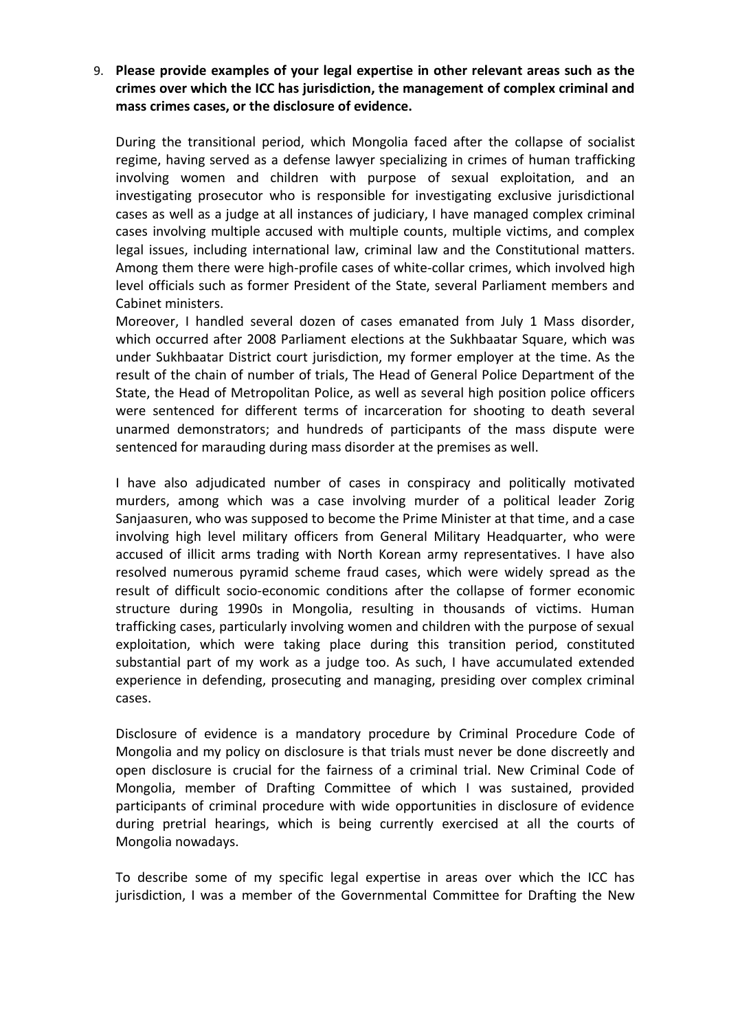9. **Please provide examples of your legal expertise in other relevant areas such as the crimes over which the ICC has jurisdiction, the management of complex criminal and mass crimes cases, or the disclosure of evidence.**

During the transitional period, which Mongolia faced after the collapse of socialist regime, having served as a defense lawyer specializing in crimes of human trafficking involving women and children with purpose of sexual exploitation, and an investigating prosecutor who is responsible for investigating exclusive jurisdictional cases as well as a judge at all instances of judiciary, I have managed complex criminal cases involving multiple accused with multiple counts, multiple victims, and complex legal issues, including international law, criminal law and the Constitutional matters. Among them there were high-profile cases of white-collar crimes, which involved high level officials such as former President of the State, several Parliament members and Cabinet ministers.
Moreover, I handled several dozen of cases emanated from July 1 Mass disorder, which occurred after 2008 Parliament elections at the Sukhbaatar Square, which was under Sukhbaatar District court jurisdiction, my former employer at the time. As the result of the chain of number of trials, The Head of General Police Department of the State, the Head of Metropolitan Police, as well as several high position police officers were sentenced for different terms of incarceration for shooting to death several unarmed demonstrators; and hundreds of participants of the mass dispute were sentenced for marauding during mass disorder at the premises as well.

I have also adjudicated number of cases in conspiracy and politically motivated murders, among which was a case involving murder of a political leader Zorig Sanjaasuren, who was supposed to become the Prime Minister at that time, and a case involving high level military officers from General Military Headquarter, who were accused of illicit arms trading with North Korean army representatives. I have also resolved numerous pyramid scheme fraud cases, which were widely spread as the result of difficult socio-economic conditions after the collapse of former economic structure during 1990s in Mongolia, resulting in thousands of victims. Human trafficking cases, particularly involving women and children with the purpose of sexual exploitation, which were taking place during this transition period, constituted substantial part of my work as a judge too. As such, I have accumulated extended experience in defending, prosecuting and managing, presiding over complex criminal cases.

Disclosure of evidence is a mandatory procedure by Criminal Procedure Code of Mongolia and my policy on disclosure is that trials must never be done discreetly and open disclosure is crucial for the fairness of a criminal trial. New Criminal Code of Mongolia, member of Drafting Committee of which I was sustained, provided participants of criminal procedure with wide opportunities in disclosure of evidence during pretrial hearings, which is being currently exercised at all the courts of Mongolia nowadays.

To describe some of my specific legal expertise in areas over which the ICC has jurisdiction, I was a member of the Governmental Committee for Drafting the New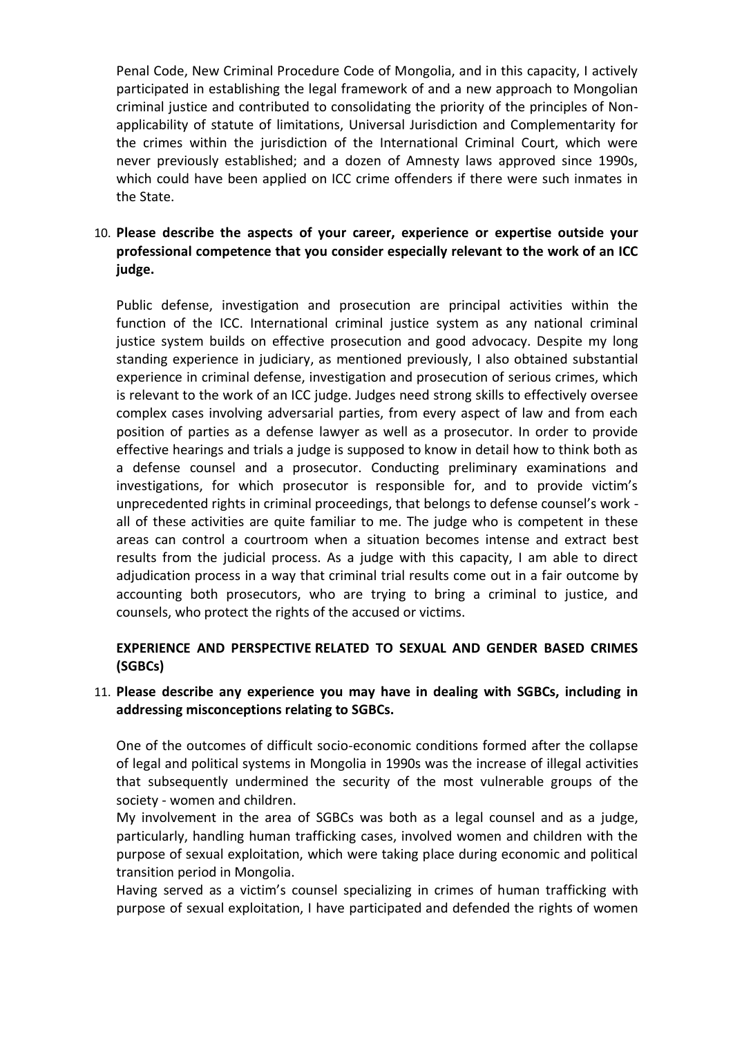Penal Code, New Criminal Procedure Code of Mongolia, and in this capacity, I actively participated in establishing the legal framework of and a new approach to Mongolian criminal justice and contributed to consolidating the priority of the principles of Non-applicability of statute of limitations, Universal Jurisdiction and Complementarity for the crimes within the jurisdiction of the International Criminal Court, which were never previously established; and a dozen of Amnesty laws approved since 1990s, which could have been applied on ICC crime offenders if there were such inmates in the State.

10. **Please describe the aspects of your career, experience or expertise outside your professional competence that you consider especially relevant to the work of an ICC judge.**

    Public defense, investigation and prosecution are principal activities within the function of the ICC. International criminal justice system as any national criminal justice system builds on effective prosecution and good advocacy. Despite my long standing experience in judiciary, as mentioned previously, I also obtained substantial experience in criminal defense, investigation and prosecution of serious crimes, which is relevant to the work of an ICC judge. Judges need strong skills to effectively oversee complex cases involving adversarial parties, from every aspect of law and from each position of parties as a defense lawyer as well as a prosecutor. In order to provide effective hearings and trials a judge is supposed to know in detail how to think both as a defense counsel and a prosecutor. Conducting preliminary examinations and investigations, for which prosecutor is responsible for, and to provide victim's unprecedented rights in criminal proceedings, that belongs to defense counsel's work - all of these activities are quite familiar to me. The judge who is competent in these areas can control a courtroom when a situation becomes intense and extract best results from the judicial process. As a judge with this capacity, I am able to direct adjudication process in a way that criminal trial results come out in a fair outcome by accounting both prosecutors, who are trying to bring a criminal to justice, and counsels, who protect the rights of the accused or victims.

## EXPERIENCE AND PERSPECTIVE RELATED TO SEXUAL AND GENDER BASED CRIMES (SGBCs)

11. **Please describe any experience you may have in dealing with SGBCs, including in addressing misconceptions relating to SGBCs.**

    One of the outcomes of difficult socio-economic conditions formed after the collapse of legal and political systems in Mongolia in 1990s was the increase of illegal activities that subsequently undermined the security of the most vulnerable groups of the society - women and children.

    My involvement in the area of SGBCs was both as a legal counsel and as a judge, particularly, handling human trafficking cases, involved women and children with the purpose of sexual exploitation, which were taking place during economic and political transition period in Mongolia.

    Having served as a victim's counsel specializing in crimes of human trafficking with purpose of sexual exploitation, I have participated and defended the rights of women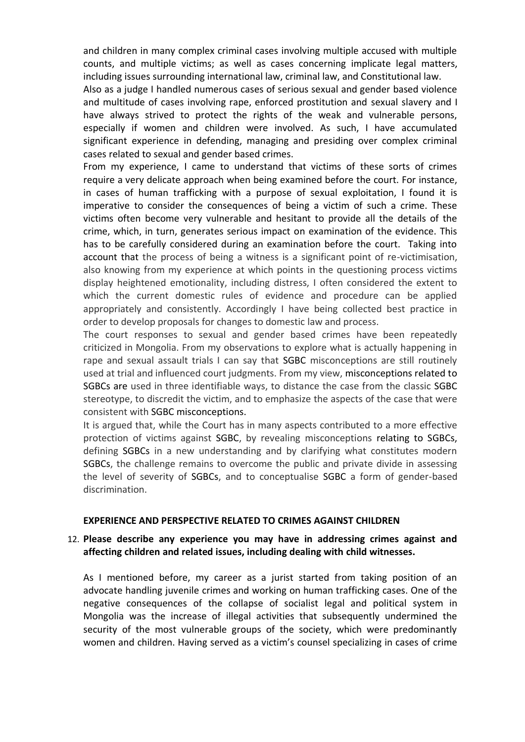and children in many complex criminal cases involving multiple accused with multiple counts, and multiple victims; as well as cases concerning implicate legal matters, including issues surrounding international law, criminal law, and Constitutional law.

Also as a judge I handled numerous cases of serious sexual and gender based violence and multitude of cases involving rape, enforced prostitution and sexual slavery and I have always strived to protect the rights of the weak and vulnerable persons, especially if women and children were involved. As such, I have accumulated significant experience in defending, managing and presiding over complex criminal cases related to sexual and gender based crimes.

From my experience, I came to understand that victims of these sorts of crimes require a very delicate approach when being examined before the court. For instance, in cases of human trafficking with a purpose of sexual exploitation, I found it is imperative to consider the consequences of being a victim of such a crime. These victims often become very vulnerable and hesitant to provide all the details of the crime, which, in turn, generates serious impact on examination of the evidence. This has to be carefully considered during an examination before the court. Taking into account that the process of being a witness is a significant point of re-victimisation, also knowing from my experience at which points in the questioning process victims display heightened emotionality, including distress, I often considered the extent to which the current domestic rules of evidence and procedure can be applied appropriately and consistently. Accordingly I have being collected best practice in order to develop proposals for changes to domestic law and process.

The court responses to sexual and gender based crimes have been repeatedly criticized in Mongolia. From my observations to explore what is actually happening in rape and sexual assault trials I can say that SGBC misconceptions are still routinely used at trial and influenced court judgments. From my view, misconceptions related to SGBCs are used in three identifiable ways, to distance the case from the classic SGBC stereotype, to discredit the victim, and to emphasize the aspects of the case that were consistent with SGBC misconceptions.

It is argued that, while the Court has in many aspects contributed to a more effective protection of victims against SGBC, by revealing misconceptions relating to SGBCs, defining SGBCs in a new understanding and by clarifying what constitutes modern SGBCs, the challenge remains to overcome the public and private divide in assessing the level of severity of SGBCs, and to conceptualise SGBC a form of gender-based discrimination.

**EXPERIENCE AND PERSPECTIVE RELATED TO CRIMES AGAINST CHILDREN**

12. **Please describe any experience you may have in addressing crimes against and affecting children and related issues, including dealing with child witnesses.**

As I mentioned before, my career as a jurist started from taking position of an advocate handling juvenile crimes and working on human trafficking cases. One of the negative consequences of the collapse of socialist legal and political system in Mongolia was the increase of illegal activities that subsequently undermined the security of the most vulnerable groups of the society, which were predominantly women and children. Having served as a victim's counsel specializing in cases of crime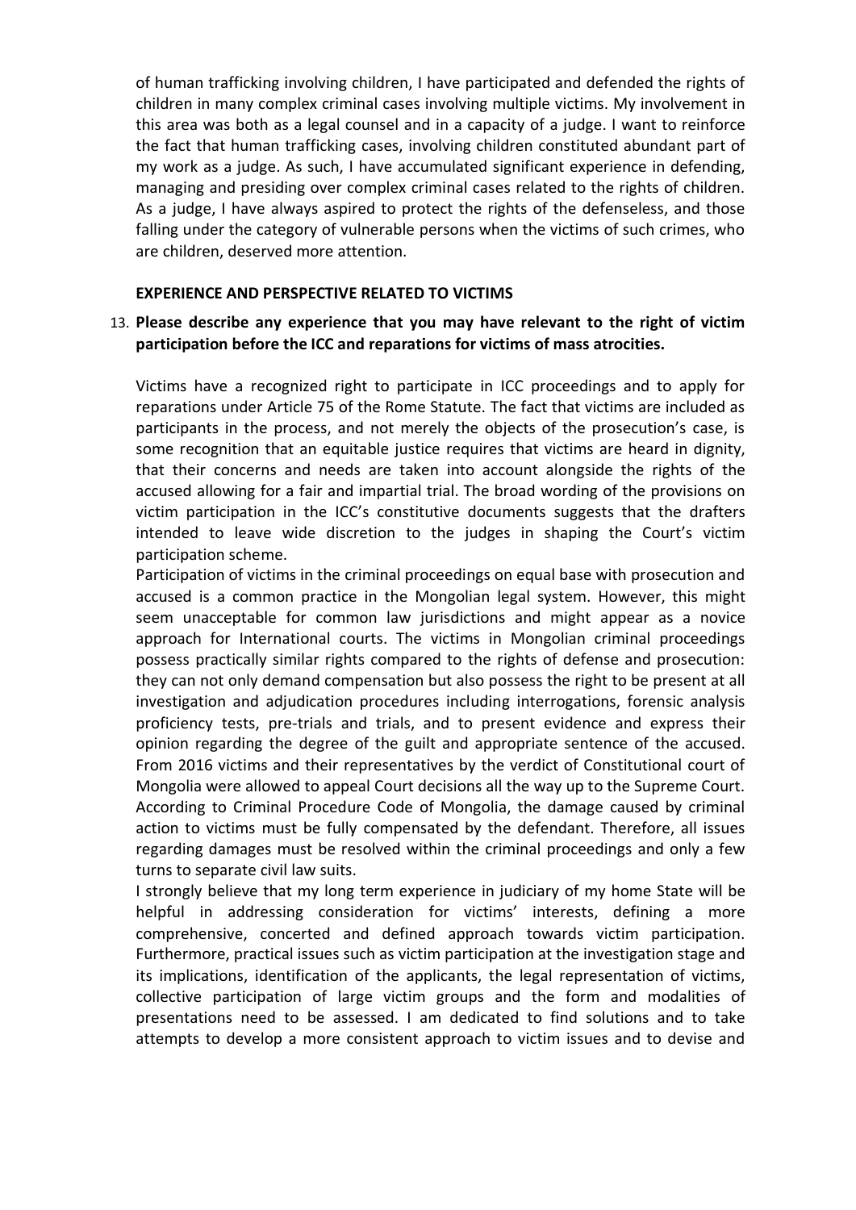of human trafficking involving children, I have participated and defended the rights of children in many complex criminal cases involving multiple victims. My involvement in this area was both as a legal counsel and in a capacity of a judge. I want to reinforce the fact that human trafficking cases, involving children constituted abundant part of my work as a judge. As such, I have accumulated significant experience in defending, managing and presiding over complex criminal cases related to the rights of children. As a judge, I have always aspired to protect the rights of the defenseless, and those falling under the category of vulnerable persons when the victims of such crimes, who are children, deserved more attention.

**EXPERIENCE AND PERSPECTIVE RELATED TO VICTIMS**

13. **Please describe any experience that you may have relevant to the right of victim participation before the ICC and reparations for victims of mass atrocities.**

Victims have a recognized right to participate in ICC proceedings and to apply for reparations under Article 75 of the Rome Statute. The fact that victims are included as participants in the process, and not merely the objects of the prosecution's case, is some recognition that an equitable justice requires that victims are heard in dignity, that their concerns and needs are taken into account alongside the rights of the accused allowing for a fair and impartial trial. The broad wording of the provisions on victim participation in the ICC's constitutive documents suggests that the drafters intended to leave wide discretion to the judges in shaping the Court's victim participation scheme.

Participation of victims in the criminal proceedings on equal base with prosecution and accused is a common practice in the Mongolian legal system. However, this might seem unacceptable for common law jurisdictions and might appear as a novice approach for International courts. The victims in Mongolian criminal proceedings possess practically similar rights compared to the rights of defense and prosecution: they can not only demand compensation but also possess the right to be present at all investigation and adjudication procedures including interrogations, forensic analysis proficiency tests, pre-trials and trials, and to present evidence and express their opinion regarding the degree of the guilt and appropriate sentence of the accused. From 2016 victims and their representatives by the verdict of Constitutional court of Mongolia were allowed to appeal Court decisions all the way up to the Supreme Court. According to Criminal Procedure Code of Mongolia, the damage caused by criminal action to victims must be fully compensated by the defendant. Therefore, all issues regarding damages must be resolved within the criminal proceedings and only a few turns to separate civil law suits.

I strongly believe that my long term experience in judiciary of my home State will be helpful in addressing consideration for victims' interests, defining a more comprehensive, concerted and defined approach towards victim participation. Furthermore, practical issues such as victim participation at the investigation stage and its implications, identification of the applicants, the legal representation of victims, collective participation of large victim groups and the form and modalities of presentations need to be assessed. I am dedicated to find solutions and to take attempts to develop a more consistent approach to victim issues and to devise and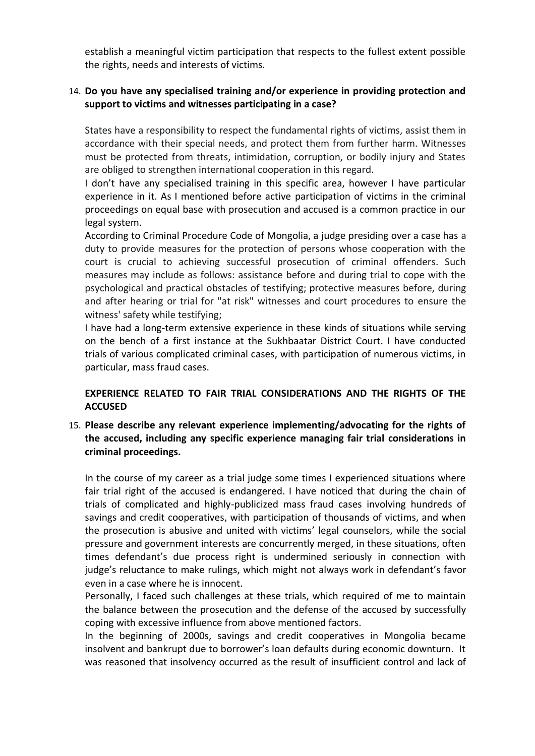establish a meaningful victim participation that respects to the fullest extent possible the rights, needs and interests of victims.

14. **Do you have any specialised training and/or experience in providing protection and support to victims and witnesses participating in a case?**

States have a responsibility to respect the fundamental rights of victims, assist them in accordance with their special needs, and protect them from further harm. Witnesses must be protected from threats, intimidation, corruption, or bodily injury and States are obliged to strengthen international cooperation in this regard.

I don't have any specialised training in this specific area, however I have particular experience in it. As I mentioned before active participation of victims in the criminal proceedings on equal base with prosecution and accused is a common practice in our legal system.

According to Criminal Procedure Code of Mongolia, a judge presiding over a case has a duty to provide measures for the protection of persons whose cooperation with the court is crucial to achieving successful prosecution of criminal offenders. Such measures may include as follows: assistance before and during trial to cope with the psychological and practical obstacles of testifying; protective measures before, during and after hearing or trial for "at risk" witnesses and court procedures to ensure the witness' safety while testifying;

I have had a long-term extensive experience in these kinds of situations while serving on the bench of a first instance at the Sukhbaatar District Court. I have conducted trials of various complicated criminal cases, with participation of numerous victims, in particular, mass fraud cases.

**EXPERIENCE RELATED TO FAIR TRIAL CONSIDERATIONS AND THE RIGHTS OF THE ACCUSED**

15. **Please describe any relevant experience implementing/advocating for the rights of the accused, including any specific experience managing fair trial considerations in criminal proceedings.**

In the course of my career as a trial judge some times I experienced situations where fair trial right of the accused is endangered. I have noticed that during the chain of trials of complicated and highly-publicized mass fraud cases involving hundreds of savings and credit cooperatives, with participation of thousands of victims, and when the prosecution is abusive and united with victims' legal counselors, while the social pressure and government interests are concurrently merged, in these situations, often times defendant's due process right is undermined seriously in connection with judge's reluctance to make rulings, which might not always work in defendant's favor even in a case where he is innocent.

Personally, I faced such challenges at these trials, which required of me to maintain the balance between the prosecution and the defense of the accused by successfully coping with excessive influence from above mentioned factors.

In the beginning of 2000s, savings and credit cooperatives in Mongolia became insolvent and bankrupt due to borrower's loan defaults during economic downturn. It was reasoned that insolvency occurred as the result of insufficient control and lack of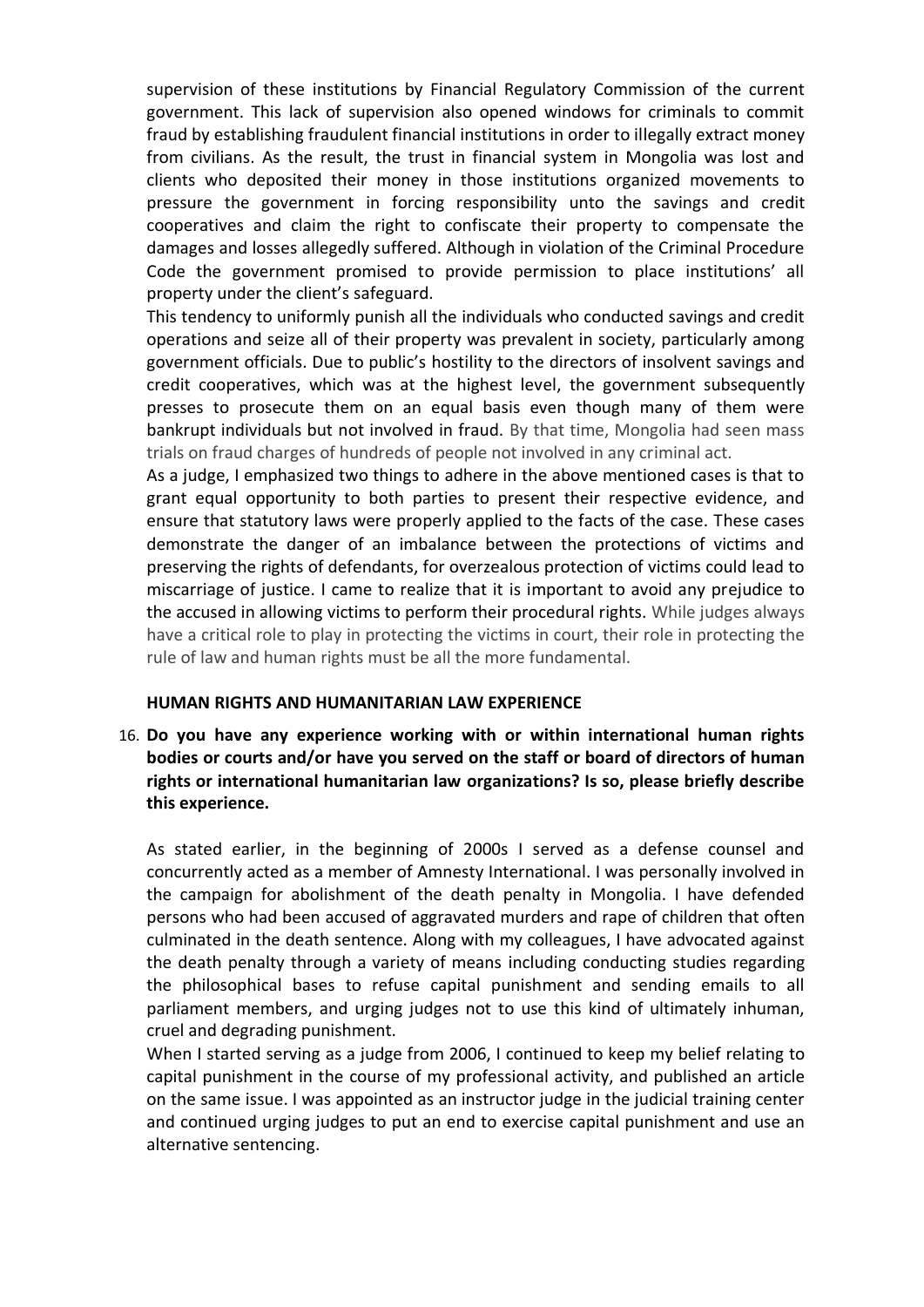supervision of these institutions by Financial Regulatory Commission of the current government. This lack of supervision also opened windows for criminals to commit fraud by establishing fraudulent financial institutions in order to illegally extract money from civilians. As the result, the trust in financial system in Mongolia was lost and clients who deposited their money in those institutions organized movements to pressure the government in forcing responsibility unto the savings and credit cooperatives and claim the right to confiscate their property to compensate the damages and losses allegedly suffered. Although in violation of the Criminal Procedure Code the government promised to provide permission to place institutions' all property under the client's safeguard.

This tendency to uniformly punish all the individuals who conducted savings and credit operations and seize all of their property was prevalent in society, particularly among government officials. Due to public's hostility to the directors of insolvent savings and credit cooperatives, which was at the highest level, the government subsequently presses to prosecute them on an equal basis even though many of them were bankrupt individuals but not involved in fraud. By that time, Mongolia had seen mass trials on fraud charges of hundreds of people not involved in any criminal act.

As a judge, I emphasized two things to adhere in the above mentioned cases is that to grant equal opportunity to both parties to present their respective evidence, and ensure that statutory laws were properly applied to the facts of the case. These cases demonstrate the danger of an imbalance between the protections of victims and preserving the rights of defendants, for overzealous protection of victims could lead to miscarriage of justice. I came to realize that it is important to avoid any prejudice to the accused in allowing victims to perform their procedural rights. While judges always have a critical role to play in protecting the victims in court, their role in protecting the rule of law and human rights must be all the more fundamental.

**HUMAN RIGHTS AND HUMANITARIAN LAW EXPERIENCE**

16. **Do you have any experience working with or within international human rights bodies or courts and/or have you served on the staff or board of directors of human rights or international humanitarian law organizations? Is so, please briefly describe this experience.**

As stated earlier, in the beginning of 2000s I served as a defense counsel and concurrently acted as a member of Amnesty International. I was personally involved in the campaign for abolishment of the death penalty in Mongolia. I have defended persons who had been accused of aggravated murders and rape of children that often culminated in the death sentence. Along with my colleagues, I have advocated against the death penalty through a variety of means including conducting studies regarding the philosophical bases to refuse capital punishment and sending emails to all parliament members, and urging judges not to use this kind of ultimately inhuman, cruel and degrading punishment.

When I started serving as a judge from 2006, I continued to keep my belief relating to capital punishment in the course of my professional activity, and published an article on the same issue. I was appointed as an instructor judge in the judicial training center and continued urging judges to put an end to exercise capital punishment and use an alternative sentencing.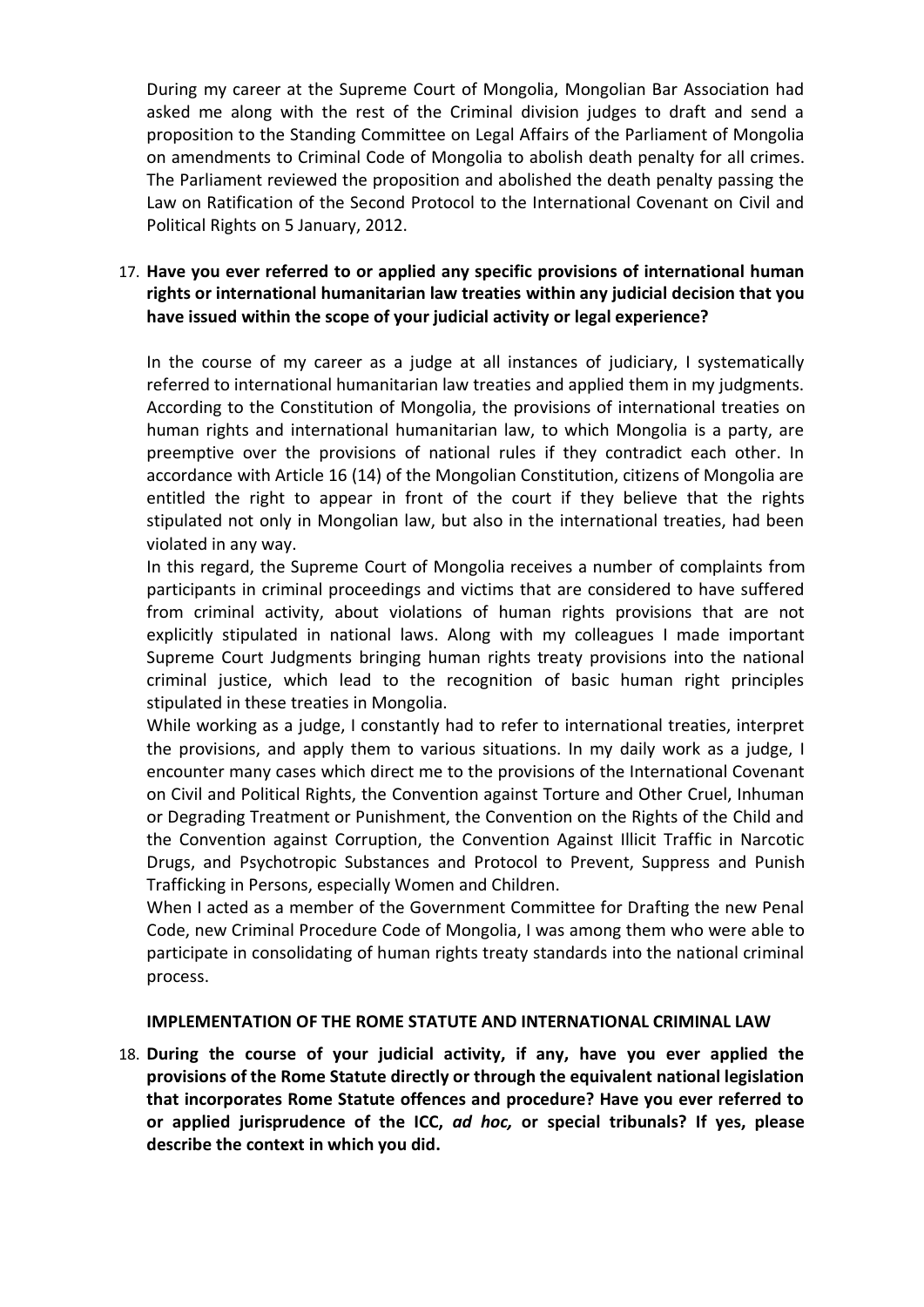During my career at the Supreme Court of Mongolia, Mongolian Bar Association had asked me along with the rest of the Criminal division judges to draft and send a proposition to the Standing Committee on Legal Affairs of the Parliament of Mongolia on amendments to Criminal Code of Mongolia to abolish death penalty for all crimes. The Parliament reviewed the proposition and abolished the death penalty passing the Law on Ratification of the Second Protocol to the International Covenant on Civil and Political Rights on 5 January, 2012.

17. **Have you ever referred to or applied any specific provisions of international human rights or international humanitarian law treaties within any judicial decision that you have issued within the scope of your judicial activity or legal experience?**

    In the course of my career as a judge at all instances of judiciary, I systematically referred to international humanitarian law treaties and applied them in my judgments. According to the Constitution of Mongolia, the provisions of international treaties on human rights and international humanitarian law, to which Mongolia is a party, are preemptive over the provisions of national rules if they contradict each other. In accordance with Article 16 (14) of the Mongolian Constitution, citizens of Mongolia are entitled the right to appear in front of the court if they believe that the rights stipulated not only in Mongolian law, but also in the international treaties, had been violated in any way.

    In this regard, the Supreme Court of Mongolia receives a number of complaints from participants in criminal proceedings and victims that are considered to have suffered from criminal activity, about violations of human rights provisions that are not explicitly stipulated in national laws. Along with my colleagues I made important Supreme Court Judgments bringing human rights treaty provisions into the national criminal justice, which lead to the recognition of basic human right principles stipulated in these treaties in Mongolia.

    While working as a judge, I constantly had to refer to international treaties, interpret the provisions, and apply them to various situations. In my daily work as a judge, I encounter many cases which direct me to the provisions of the International Covenant on Civil and Political Rights, the Convention against Torture and Other Cruel, Inhuman or Degrading Treatment or Punishment, the Convention on the Rights of the Child and the Convention against Corruption, the Convention Against Illicit Traffic in Narcotic Drugs, and Psychotropic Substances and Protocol to Prevent, Suppress and Punish Trafficking in Persons, especially Women and Children.

    When I acted as a member of the Government Committee for Drafting the new Penal Code, new Criminal Procedure Code of Mongolia, I was among them who were able to participate in consolidating of human rights treaty standards into the national criminal process.

**IMPLEMENTATION OF THE ROME STATUTE AND INTERNATIONAL CRIMINAL LAW**

18. **During the course of your judicial activity, if any, have you ever applied the provisions of the Rome Statute directly or through the equivalent national legislation that incorporates Rome Statute offences and procedure? Have you ever referred to or applied jurisprudence of the ICC, *ad hoc,* or special tribunals? If yes, please describe the context in which you did.**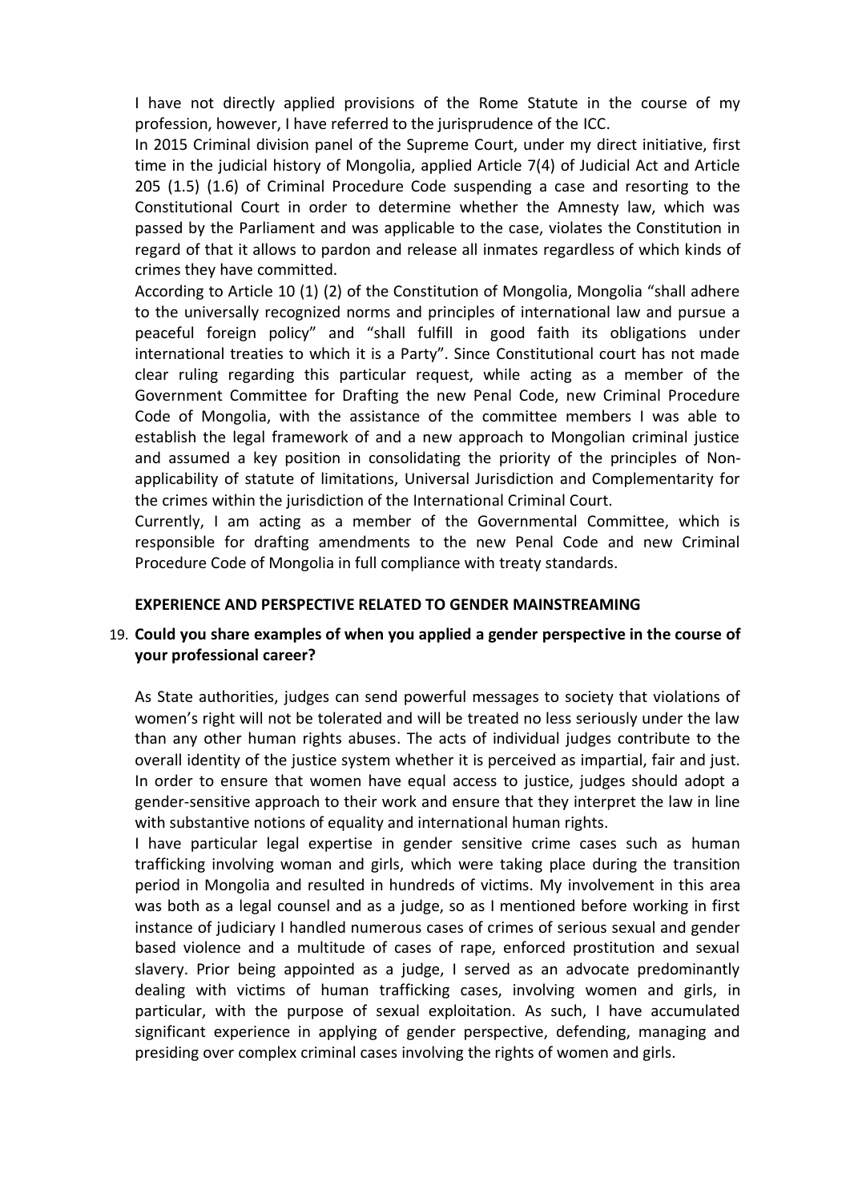I have not directly applied provisions of the Rome Statute in the course of my profession, however, I have referred to the jurisprudence of the ICC.

In 2015 Criminal division panel of the Supreme Court, under my direct initiative, first time in the judicial history of Mongolia, applied Article 7(4) of Judicial Act and Article 205 (1.5) (1.6) of Criminal Procedure Code suspending a case and resorting to the Constitutional Court in order to determine whether the Amnesty law, which was passed by the Parliament and was applicable to the case, violates the Constitution in regard of that it allows to pardon and release all inmates regardless of which kinds of crimes they have committed.

According to Article 10 (1) (2) of the Constitution of Mongolia, Mongolia "shall adhere to the universally recognized norms and principles of international law and pursue a peaceful foreign policy" and "shall fulfill in good faith its obligations under international treaties to which it is a Party". Since Constitutional court has not made clear ruling regarding this particular request, while acting as a member of the Government Committee for Drafting the new Penal Code, new Criminal Procedure Code of Mongolia, with the assistance of the committee members I was able to establish the legal framework of and a new approach to Mongolian criminal justice and assumed a key position in consolidating the priority of the principles of Non-applicability of statute of limitations, Universal Jurisdiction and Complementarity for the crimes within the jurisdiction of the International Criminal Court.

Currently, I am acting as a member of the Governmental Committee, which is responsible for drafting amendments to the new Penal Code and new Criminal Procedure Code of Mongolia in full compliance with treaty standards.

**EXPERIENCE AND PERSPECTIVE RELATED TO GENDER MAINSTREAMING**

19. **Could you share examples of when you applied a gender perspective in the course of your professional career?**

As State authorities, judges can send powerful messages to society that violations of women's right will not be tolerated and will be treated no less seriously under the law than any other human rights abuses. The acts of individual judges contribute to the overall identity of the justice system whether it is perceived as impartial, fair and just. In order to ensure that women have equal access to justice, judges should adopt a gender-sensitive approach to their work and ensure that they interpret the law in line with substantive notions of equality and international human rights.

I have particular legal expertise in gender sensitive crime cases such as human trafficking involving woman and girls, which were taking place during the transition period in Mongolia and resulted in hundreds of victims. My involvement in this area was both as a legal counsel and as a judge, so as I mentioned before working in first instance of judiciary I handled numerous cases of crimes of serious sexual and gender based violence and a multitude of cases of rape, enforced prostitution and sexual slavery. Prior being appointed as a judge, I served as an advocate predominantly dealing with victims of human trafficking cases, involving women and girls, in particular, with the purpose of sexual exploitation. As such, I have accumulated significant experience in applying of gender perspective, defending, managing and presiding over complex criminal cases involving the rights of women and girls.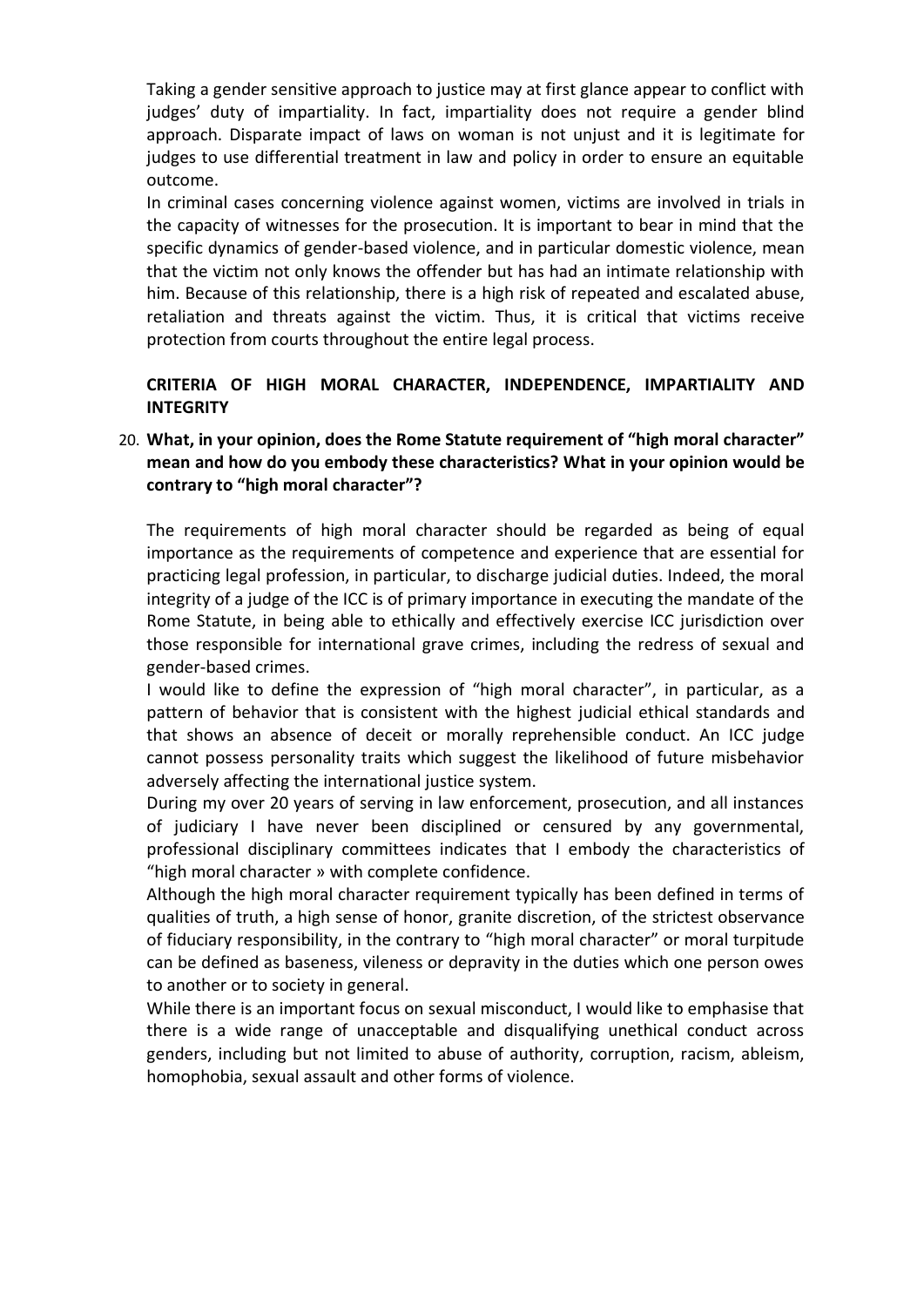Taking a gender sensitive approach to justice may at first glance appear to conflict with judges' duty of impartiality. In fact, impartiality does not require a gender blind approach. Disparate impact of laws on woman is not unjust and it is legitimate for judges to use differential treatment in law and policy in order to ensure an equitable outcome.

In criminal cases concerning violence against women, victims are involved in trials in the capacity of witnesses for the prosecution. It is important to bear in mind that the specific dynamics of gender-based violence, and in particular domestic violence, mean that the victim not only knows the offender but has had an intimate relationship with him. Because of this relationship, there is a high risk of repeated and escalated abuse, retaliation and threats against the victim. Thus, it is critical that victims receive protection from courts throughout the entire legal process.

## CRITERIA OF HIGH MORAL CHARACTER, INDEPENDENCE, IMPARTIALITY AND INTEGRITY

20. **What, in your opinion, does the Rome Statute requirement of "high moral character" mean and how do you embody these characteristics? What in your opinion would be contrary to "high moral character"?**

The requirements of high moral character should be regarded as being of equal importance as the requirements of competence and experience that are essential for practicing legal profession, in particular, to discharge judicial duties. Indeed, the moral integrity of a judge of the ICC is of primary importance in executing the mandate of the Rome Statute, in being able to ethically and effectively exercise ICC jurisdiction over those responsible for international grave crimes, including the redress of sexual and gender-based crimes.

I would like to define the expression of "high moral character", in particular, as a pattern of behavior that is consistent with the highest judicial ethical standards and that shows an absence of deceit or morally reprehensible conduct. An ICC judge cannot possess personality traits which suggest the likelihood of future misbehavior adversely affecting the international justice system.

During my over 20 years of serving in law enforcement, prosecution, and all instances of judiciary I have never been disciplined or censured by any governmental, professional disciplinary committees indicates that I embody the characteristics of "high moral character » with complete confidence.

Although the high moral character requirement typically has been defined in terms of qualities of truth, a high sense of honor, granite discretion, of the strictest observance of fiduciary responsibility, in the contrary to "high moral character" or moral turpitude can be defined as baseness, vileness or depravity in the duties which one person owes to another or to society in general.

While there is an important focus on sexual misconduct, I would like to emphasise that there is a wide range of unacceptable and disqualifying unethical conduct across genders, including but not limited to abuse of authority, corruption, racism, ableism, homophobia, sexual assault and other forms of violence.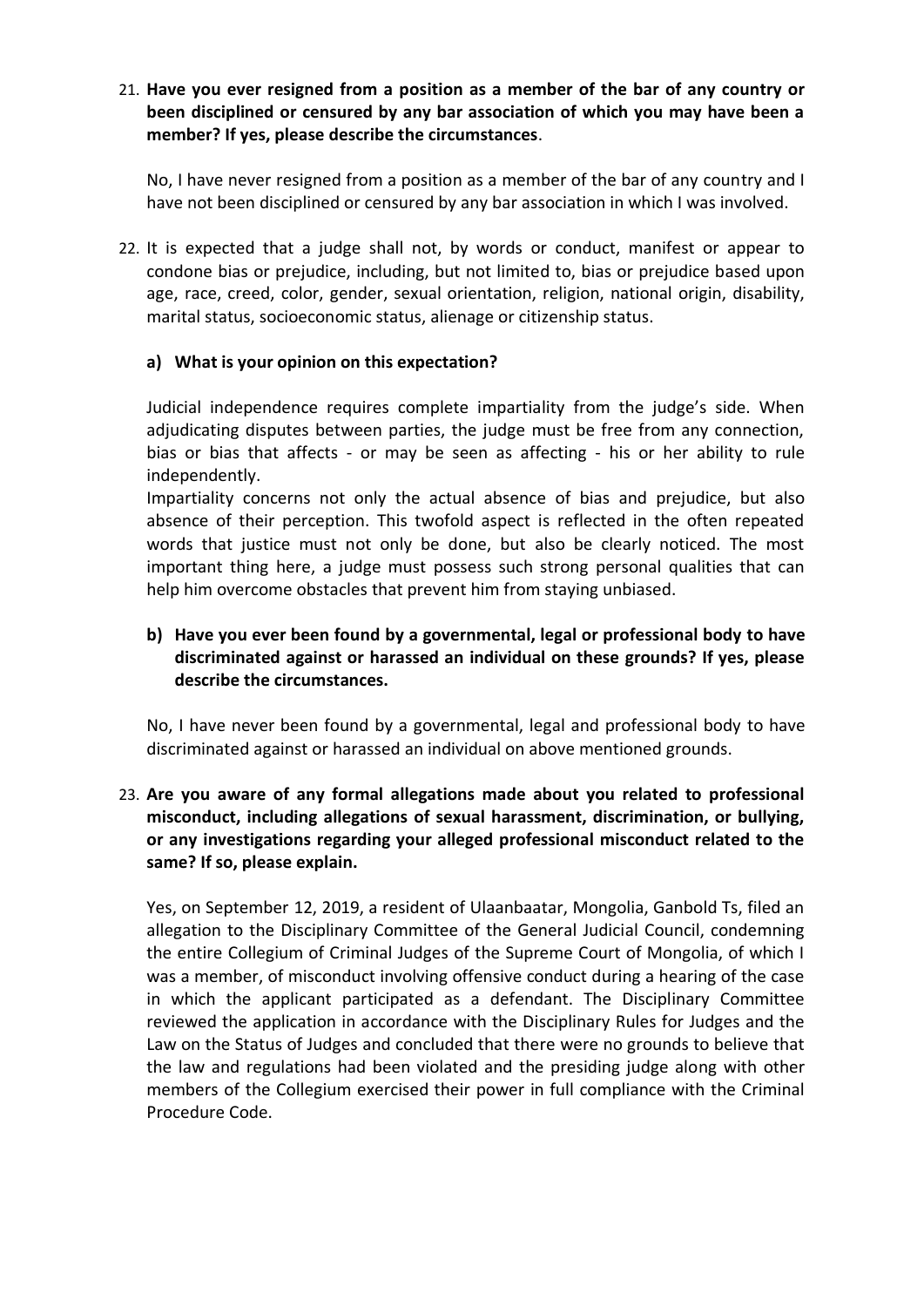21. **Have you ever resigned from a position as a member of the bar of any country or been disciplined or censured by any bar association of which you may have been a member? If yes, please describe the circumstances**.

    No, I have never resigned from a position as a member of the bar of any country and I have not been disciplined or censured by any bar association in which I was involved.

22. It is expected that a judge shall not, by words or conduct, manifest or appear to condone bias or prejudice, including, but not limited to, bias or prejudice based upon age, race, creed, color, gender, sexual orientation, religion, national origin, disability, marital status, socioeconomic status, alienage or citizenship status.

    **a) What is your opinion on this expectation?**

    Judicial independence requires complete impartiality from the judge's side. When adjudicating disputes between parties, the judge must be free from any connection, bias or bias that affects - or may be seen as affecting - his or her ability to rule independently.
    Impartiality concerns not only the actual absence of bias and prejudice, but also absence of their perception. This twofold aspect is reflected in the often repeated words that justice must not only be done, but also be clearly noticed. The most important thing here, a judge must possess such strong personal qualities that can help him overcome obstacles that prevent him from staying unbiased.

    **b) Have you ever been found by a governmental, legal or professional body to have discriminated against or harassed an individual on these grounds? If yes, please describe the circumstances.**

    No, I have never been found by a governmental, legal and professional body to have discriminated against or harassed an individual on above mentioned grounds.

23. **Are you aware of any formal allegations made about you related to professional misconduct, including allegations of sexual harassment, discrimination, or bullying, or any investigations regarding your alleged professional misconduct related to the same? If so, please explain.**

    Yes, on September 12, 2019, a resident of Ulaanbaatar, Mongolia, Ganbold Ts, filed an allegation to the Disciplinary Committee of the General Judicial Council, condemning the entire Collegium of Criminal Judges of the Supreme Court of Mongolia, of which I was a member, of misconduct involving offensive conduct during a hearing of the case in which the applicant participated as a defendant. The Disciplinary Committee reviewed the application in accordance with the Disciplinary Rules for Judges and the Law on the Status of Judges and concluded that there were no grounds to believe that the law and regulations had been violated and the presiding judge along with other members of the Collegium exercised their power in full compliance with the Criminal Procedure Code.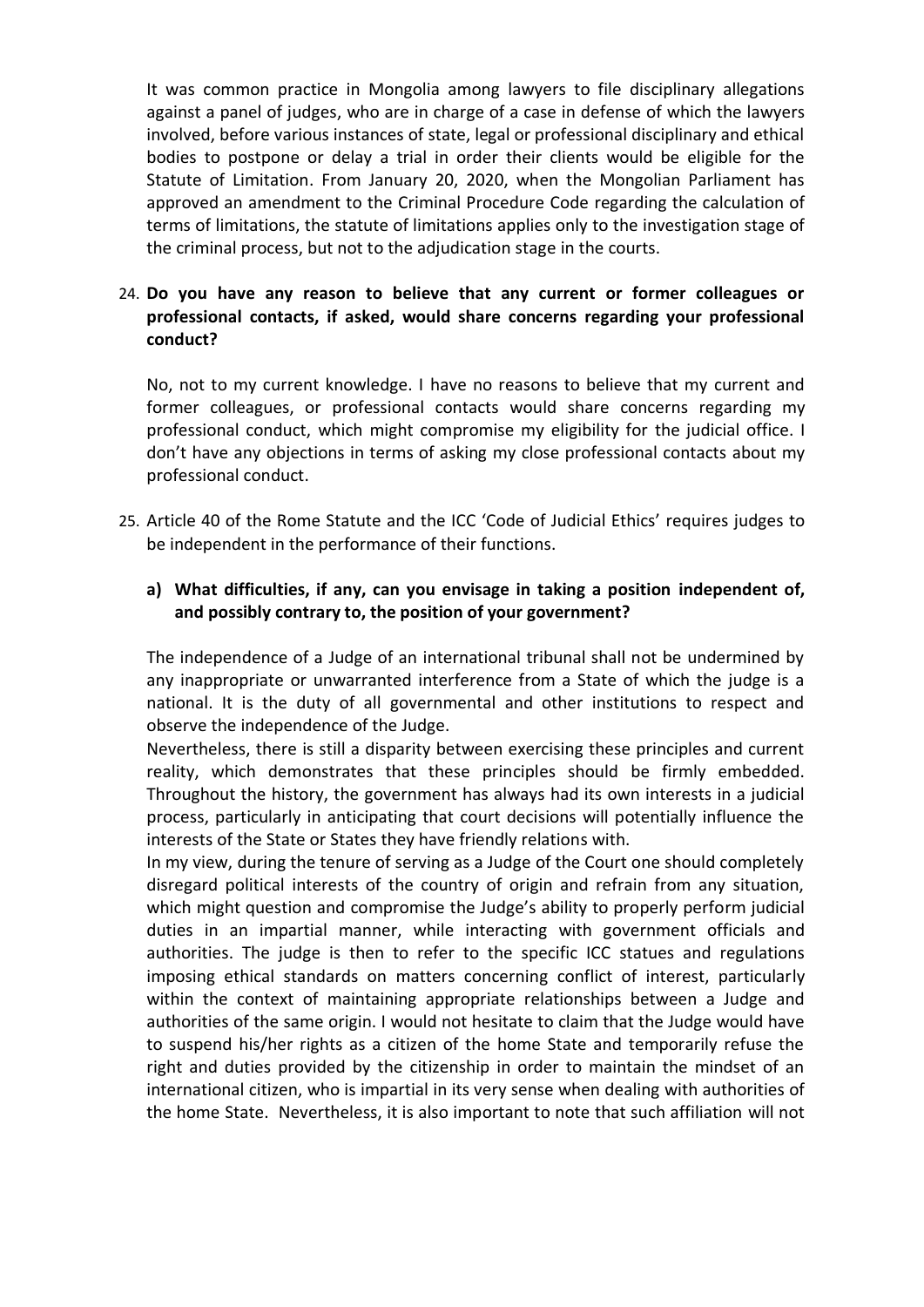It was common practice in Mongolia among lawyers to file disciplinary allegations against a panel of judges, who are in charge of a case in defense of which the lawyers involved, before various instances of state, legal or professional disciplinary and ethical bodies to postpone or delay a trial in order their clients would be eligible for the Statute of Limitation. From January 20, 2020, when the Mongolian Parliament has approved an amendment to the Criminal Procedure Code regarding the calculation of terms of limitations, the statute of limitations applies only to the investigation stage of the criminal process, but not to the adjudication stage in the courts.

24. **Do you have any reason to believe that any current or former colleagues or professional contacts, if asked, would share concerns regarding your professional conduct?**

No, not to my current knowledge. I have no reasons to believe that my current and former colleagues, or professional contacts would share concerns regarding my professional conduct, which might compromise my eligibility for the judicial office. I don't have any objections in terms of asking my close professional contacts about my professional conduct.

25. Article 40 of the Rome Statute and the ICC 'Code of Judicial Ethics' requires judges to be independent in the performance of their functions.

**a) What difficulties, if any, can you envisage in taking a position independent of, and possibly contrary to, the position of your government?**

The independence of a Judge of an international tribunal shall not be undermined by any inappropriate or unwarranted interference from a State of which the judge is a national. It is the duty of all governmental and other institutions to respect and observe the independence of the Judge.

Nevertheless, there is still a disparity between exercising these principles and current reality, which demonstrates that these principles should be firmly embedded. Throughout the history, the government has always had its own interests in a judicial process, particularly in anticipating that court decisions will potentially influence the interests of the State or States they have friendly relations with.

In my view, during the tenure of serving as a Judge of the Court one should completely disregard political interests of the country of origin and refrain from any situation, which might question and compromise the Judge's ability to properly perform judicial duties in an impartial manner, while interacting with government officials and authorities. The judge is then to refer to the specific ICC statues and regulations imposing ethical standards on matters concerning conflict of interest, particularly within the context of maintaining appropriate relationships between a Judge and authorities of the same origin. I would not hesitate to claim that the Judge would have to suspend his/her rights as a citizen of the home State and temporarily refuse the right and duties provided by the citizenship in order to maintain the mindset of an international citizen, who is impartial in its very sense when dealing with authorities of the home State. Nevertheless, it is also important to note that such affiliation will not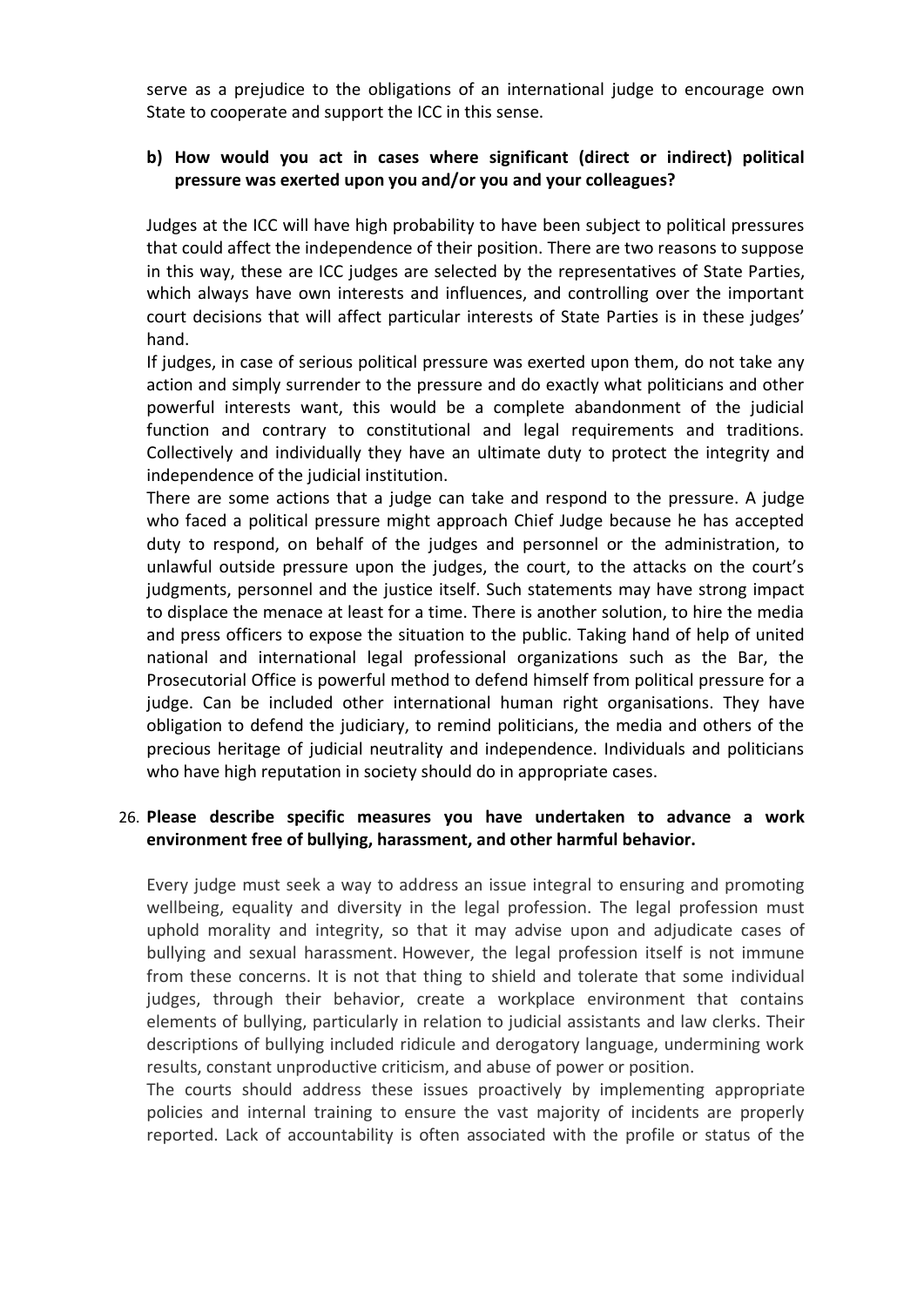serve as a prejudice to the obligations of an international judge to encourage own State to cooperate and support the ICC in this sense.

**b) How would you act in cases where significant (direct or indirect) political pressure was exerted upon you and/or you and your colleagues?**

Judges at the ICC will have high probability to have been subject to political pressures that could affect the independence of their position. There are two reasons to suppose in this way, these are ICC judges are selected by the representatives of State Parties, which always have own interests and influences, and controlling over the important court decisions that will affect particular interests of State Parties is in these judges' hand.

If judges, in case of serious political pressure was exerted upon them, do not take any action and simply surrender to the pressure and do exactly what politicians and other powerful interests want, this would be a complete abandonment of the judicial function and contrary to constitutional and legal requirements and traditions. Collectively and individually they have an ultimate duty to protect the integrity and independence of the judicial institution.

There are some actions that a judge can take and respond to the pressure. A judge who faced a political pressure might approach Chief Judge because he has accepted duty to respond, on behalf of the judges and personnel or the administration, to unlawful outside pressure upon the judges, the court, to the attacks on the court's judgments, personnel and the justice itself. Such statements may have strong impact to displace the menace at least for a time. There is another solution, to hire the media and press officers to expose the situation to the public. Taking hand of help of united national and international legal professional organizations such as the Bar, the Prosecutorial Office is powerful method to defend himself from political pressure for a judge. Can be included other international human right organisations. They have obligation to defend the judiciary, to remind politicians, the media and others of the precious heritage of judicial neutrality and independence. Individuals and politicians who have high reputation in society should do in appropriate cases.

26. **Please describe specific measures you have undertaken to advance a work environment free of bullying, harassment, and other harmful behavior.**

Every judge must seek a way to address an issue integral to ensuring and promoting wellbeing, equality and diversity in the legal profession. The legal profession must uphold morality and integrity, so that it may advise upon and adjudicate cases of bullying and sexual harassment. However, the legal profession itself is not immune from these concerns. It is not that thing to shield and tolerate that some individual judges, through their behavior, create a workplace environment that contains elements of bullying, particularly in relation to judicial assistants and law clerks. Their descriptions of bullying included ridicule and derogatory language, undermining work results, constant unproductive criticism, and abuse of power or position.

The courts should address these issues proactively by implementing appropriate policies and internal training to ensure the vast majority of incidents are properly reported. Lack of accountability is often associated with the profile or status of the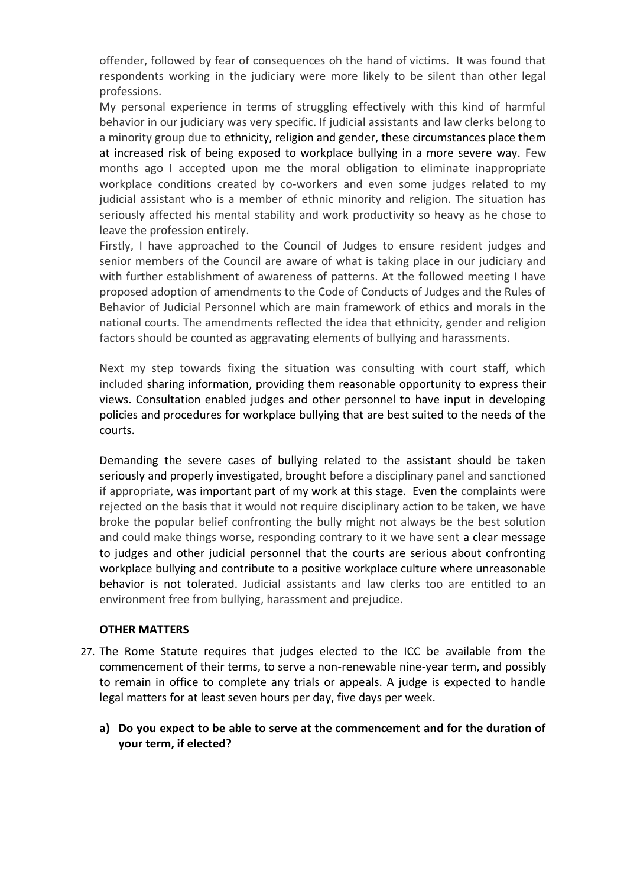offender, followed by fear of consequences oh the hand of victims. It was found that respondents working in the judiciary were more likely to be silent than other legal professions.

My personal experience in terms of struggling effectively with this kind of harmful behavior in our judiciary was very specific. If judicial assistants and law clerks belong to a minority group due to ethnicity, religion and gender, these circumstances place them at increased risk of being exposed to workplace bullying in a more severe way. Few months ago I accepted upon me the moral obligation to eliminate inappropriate workplace conditions created by co-workers and even some judges related to my judicial assistant who is a member of ethnic minority and religion. The situation has seriously affected his mental stability and work productivity so heavy as he chose to leave the profession entirely.

Firstly, I have approached to the Council of Judges to ensure resident judges and senior members of the Council are aware of what is taking place in our judiciary and with further establishment of awareness of patterns. At the followed meeting I have proposed adoption of amendments to the Code of Conducts of Judges and the Rules of Behavior of Judicial Personnel which are main framework of ethics and morals in the national courts. The amendments reflected the idea that ethnicity, gender and religion factors should be counted as aggravating elements of bullying and harassments.

Next my step towards fixing the situation was consulting with court staff, which included sharing information, providing them reasonable opportunity to express their views. Consultation enabled judges and other personnel to have input in developing policies and procedures for workplace bullying that are best suited to the needs of the courts.

Demanding the severe cases of bullying related to the assistant should be taken seriously and properly investigated, brought before a disciplinary panel and sanctioned if appropriate, was important part of my work at this stage. Even the complaints were rejected on the basis that it would not require disciplinary action to be taken, we have broke the popular belief confronting the bully might not always be the best solution and could make things worse, responding contrary to it we have sent a clear message to judges and other judicial personnel that the courts are serious about confronting workplace bullying and contribute to a positive workplace culture where unreasonable behavior is not tolerated. Judicial assistants and law clerks too are entitled to an environment free from bullying, harassment and prejudice.

## OTHER MATTERS

27. The Rome Statute requires that judges elected to the ICC be available from the commencement of their terms, to serve a non-renewable nine-year term, and possibly to remain in office to complete any trials or appeals. A judge is expected to handle legal matters for at least seven hours per day, five days per week.

    **a) Do you expect to be able to serve at the commencement and for the duration of your term, if elected?**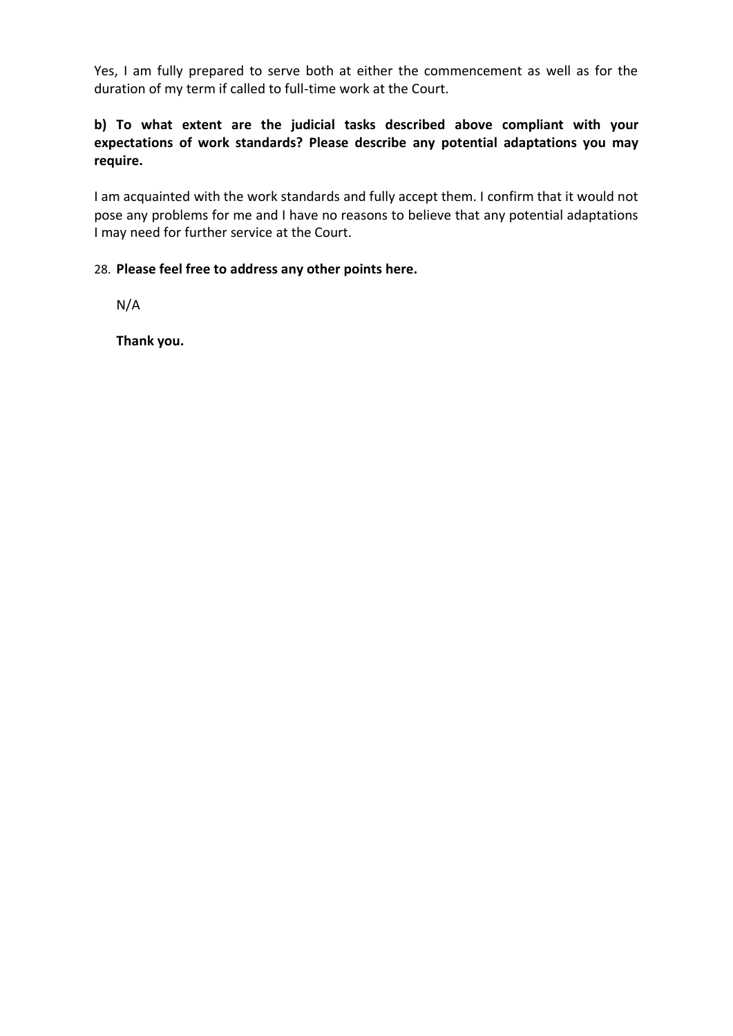Yes, I am fully prepared to serve both at either the commencement as well as for the duration of my term if called to full-time work at the Court.

**b) To what extent are the judicial tasks described above compliant with your expectations of work standards? Please describe any potential adaptations you may require.**

I am acquainted with the work standards and fully accept them. I confirm that it would not pose any problems for me and I have no reasons to believe that any potential adaptations I may need for further service at the Court.

28. **Please feel free to address any other points here.**

    N/A

    **Thank you.**